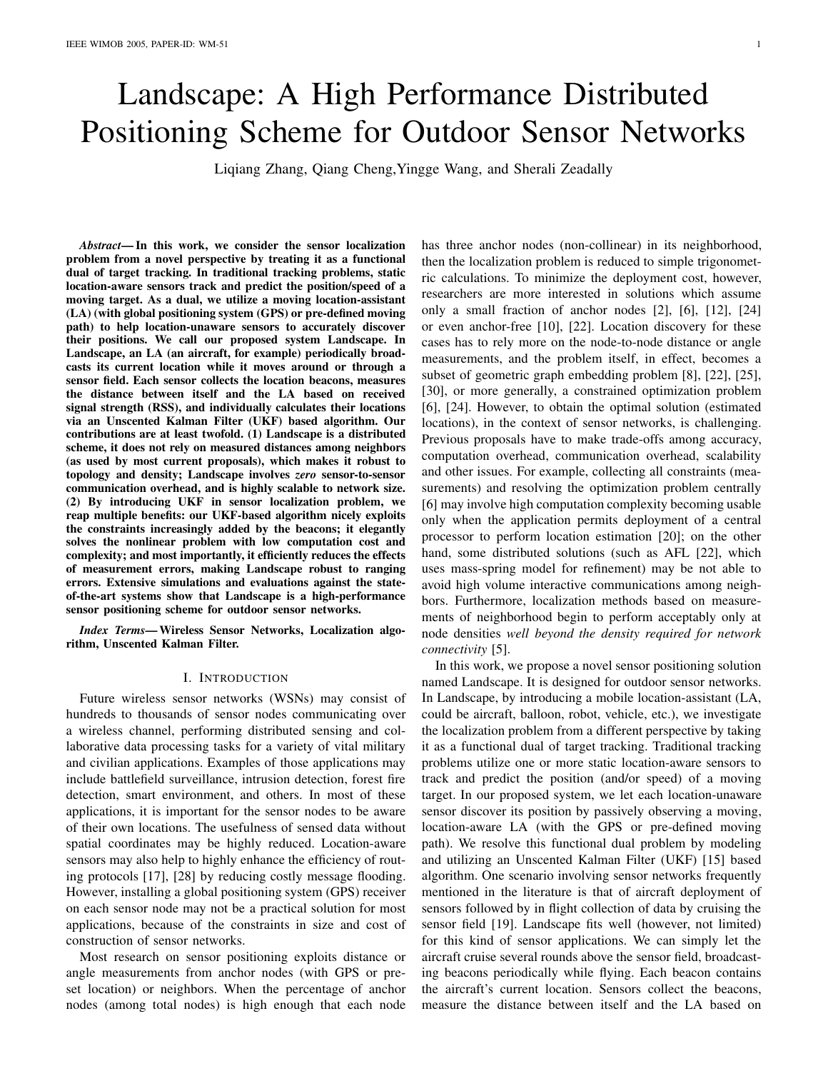# Landscape: A High Performance Distributed Positioning Scheme for Outdoor Sensor Networks

Liqiang Zhang, Qiang Cheng, Yingge Wang, and Sherali Zeadally

***Abstract*— In this work, we consider the sensor localization problem from a novel perspective by treating it as a functional dual of target tracking. In traditional tracking problems, static location-aware sensors track and predict the position/speed of a moving target. As a dual, we utilize a moving location-assistant (LA) (with global positioning system (GPS) or pre-defined moving path) to help location-unaware sensors to accurately discover their positions. We call our proposed system Landscape. In Landscape, an LA (an aircraft, for example) periodically broadcasts its current location while it moves around or through a sensor field. Each sensor collects the location beacons, measures the distance between itself and the LA based on received signal strength (RSS), and individually calculates their locations via an Unscented Kalman Filter (UKF) based algorithm. Our contributions are at least twofold. (1) Landscape is a distributed scheme, it does not rely on measured distances among neighbors (as used by most current proposals), which makes it robust to topology and density; Landscape involves *zero* sensor-to-sensor communication overhead, and is highly scalable to network size. (2) By introducing UKF in sensor localization problem, we reap multiple benefits: our UKF-based algorithm nicely exploits the constraints increasingly added by the beacons; it elegantly solves the nonlinear problem with low computation cost and complexity; and most importantly, it efficiently reduces the effects of measurement errors, making Landscape robust to ranging errors. Extensive simulations and evaluations against the state-of-the-art systems show that Landscape is a high-performance sensor positioning scheme for outdoor sensor networks.**

***Index Terms*— Wireless Sensor Networks, Localization algorithm, Unscented Kalman Filter.**

## I. Introduction

Future wireless sensor networks (WSNs) may consist of hundreds to thousands of sensor nodes communicating over a wireless channel, performing distributed sensing and collaborative data processing tasks for a variety of vital military and civilian applications. Examples of those applications may include battlefield surveillance, intrusion detection, forest fire detection, smart environment, and others. In most of these applications, it is important for the sensor nodes to be aware of their own locations. The usefulness of sensed data without spatial coordinates may be highly reduced. Location-aware sensors may also help to highly enhance the efficiency of routing protocols [17], [28] by reducing costly message flooding. However, installing a global positioning system (GPS) receiver on each sensor node may not be a practical solution for most applications, because of the constraints in size and cost of construction of sensor networks.

Most research on sensor positioning exploits distance or angle measurements from anchor nodes (with GPS or preset location) or neighbors. When the percentage of anchor nodes (among total nodes) is high enough that each node has three anchor nodes (non-collinear) in its neighborhood, then the localization problem is reduced to simple trigonometric calculations. To minimize the deployment cost, however, researchers are more interested in solutions which assume only a small fraction of anchor nodes [2], [6], [12], [24] or even anchor-free [10], [22]. Location discovery for these cases has to rely more on the node-to-node distance or angle measurements, and the problem itself, in effect, becomes a subset of geometric graph embedding problem [8], [22], [25], [30], or more generally, a constrained optimization problem [6], [24]. However, to obtain the optimal solution (estimated locations), in the context of sensor networks, is challenging. Previous proposals have to make trade-offs among accuracy, computation overhead, communication overhead, scalability and other issues. For example, collecting all constraints (measurements) and resolving the optimization problem centrally [6] may involve high computation complexity becoming usable only when the application permits deployment of a central processor to perform location estimation [20]; on the other hand, some distributed solutions (such as AFL [22], which uses mass-spring model for refinement) may be not able to avoid high volume interactive communications among neighbors. Furthermore, localization methods based on measurements of neighborhood begin to perform acceptably only at node densities *well beyond the density required for network connectivity* [5].

In this work, we propose a novel sensor positioning solution named Landscape. It is designed for outdoor sensor networks. In Landscape, by introducing a mobile location-assistant (LA, could be aircraft, balloon, robot, vehicle, etc.), we investigate the localization problem from a different perspective by taking it as a functional dual of target tracking. Traditional tracking problems utilize one or more static location-aware sensors to track and predict the position (and/or speed) of a moving target. In our proposed system, we let each location-unaware sensor discover its position by passively observing a moving, location-aware LA (with the GPS or pre-defined moving path). We resolve this functional dual problem by modeling and utilizing an Unscented Kalman Filter (UKF) [15] based algorithm. One scenario involving sensor networks frequently mentioned in the literature is that of aircraft deployment of sensors followed by in flight collection of data by cruising the sensor field [19]. Landscape fits well (however, not limited) for this kind of sensor applications. We can simply let the aircraft cruise several rounds above the sensor field, broadcasting beacons periodically while flying. Each beacon contains the aircraft's current location. Sensors collect the beacons, measure the distance between itself and the LA based on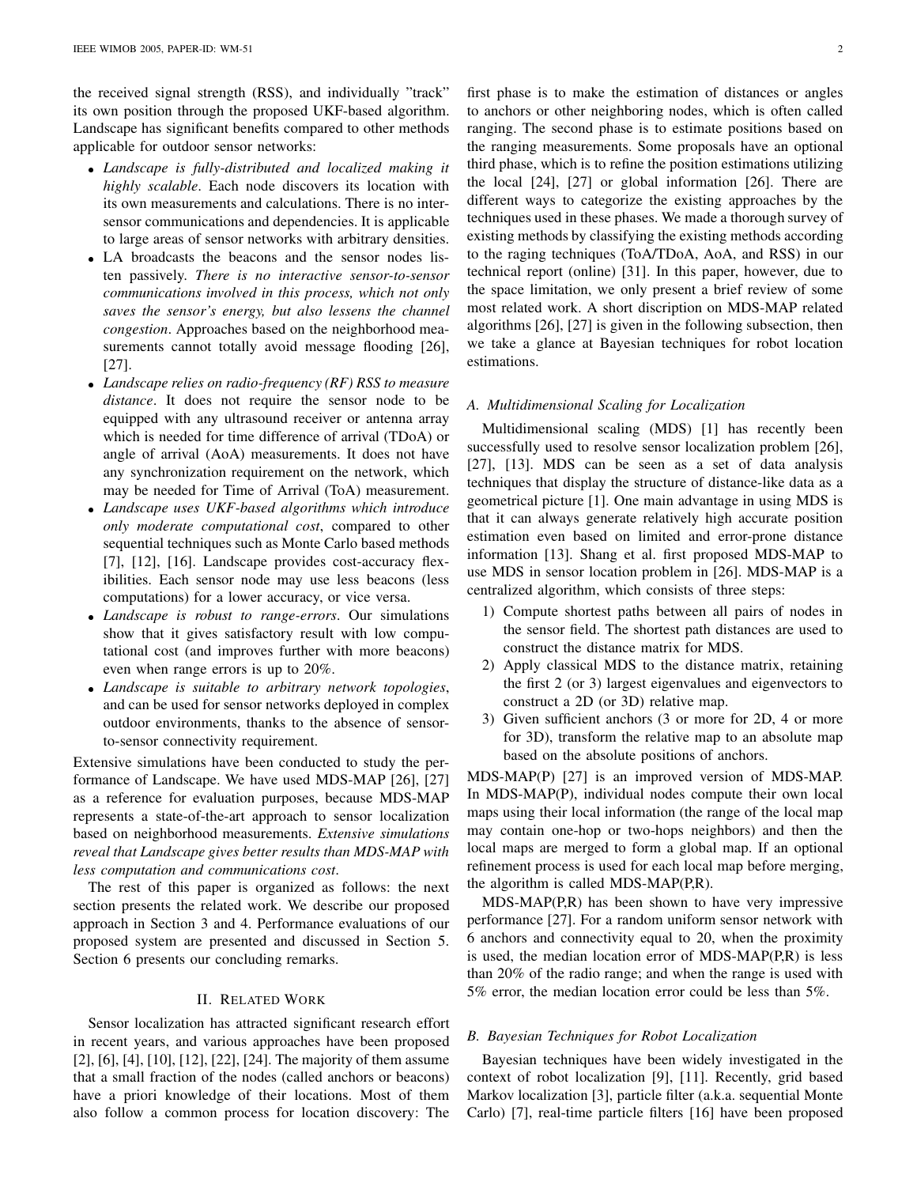the received signal strength (RSS), and individually "track" its own position through the proposed UKF-based algorithm. Landscape has significant benefits compared to other methods applicable for outdoor sensor networks:

- *Landscape is fully-distributed and localized making it highly scalable*. Each node discovers its location with its own measurements and calculations. There is no inter-sensor communications and dependencies. It is applicable to large areas of sensor networks with arbitrary densities.
- LA broadcasts the beacons and the sensor nodes listen passively. *There is no interactive sensor-to-sensor communications involved in this process, which not only saves the sensor's energy, but also lessens the channel congestion*. Approaches based on the neighborhood measurements cannot totally avoid message flooding [26], [27].
- *Landscape relies on radio-frequency (RF) RSS to measure distance*. It does not require the sensor node to be equipped with any ultrasound receiver or antenna array which is needed for time difference of arrival (TDoA) or angle of arrival (AoA) measurements. It does not have any synchronization requirement on the network, which may be needed for Time of Arrival (ToA) measurement.
- *Landscape uses UKF-based algorithms which introduce only moderate computational cost*, compared to other sequential techniques such as Monte Carlo based methods [7], [12], [16]. Landscape provides cost-accuracy flexibilities. Each sensor node may use less beacons (less computations) for a lower accuracy, or vice versa.
- *Landscape is robust to range-errors*. Our simulations show that it gives satisfactory result with low computational cost (and improves further with more beacons) even when range errors is up to 20%.
- *Landscape is suitable to arbitrary network topologies*, and can be used for sensor networks deployed in complex outdoor environments, thanks to the absence of sensor-to-sensor connectivity requirement.

Extensive simulations have been conducted to study the performance of Landscape. We have used MDS-MAP [26], [27] as a reference for evaluation purposes, because MDS-MAP represents a state-of-the-art approach to sensor localization based on neighborhood measurements. *Extensive simulations reveal that Landscape gives better results than MDS-MAP with less computation and communications cost*.

The rest of this paper is organized as follows: the next section presents the related work. We describe our proposed approach in Section 3 and 4. Performance evaluations of our proposed system are presented and discussed in Section 5. Section 6 presents our concluding remarks.

## II. Related Work

Sensor localization has attracted significant research effort in recent years, and various approaches have been proposed [2], [6], [4], [10], [12], [22], [24]. The majority of them assume that a small fraction of the nodes (called anchors or beacons) have a priori knowledge of their locations. Most of them also follow a common process for location discovery: The first phase is to make the estimation of distances or angles to anchors or other neighboring nodes, which is often called ranging. The second phase is to estimate positions based on the ranging measurements. Some proposals have an optional third phase, which is to refine the position estimations utilizing the local [24], [27] or global information [26]. There are different ways to categorize the existing approaches by the techniques used in these phases. We made a thorough survey of existing methods by classifying the existing methods according to the raging techniques (ToA/TDoA, AoA, and RSS) in our technical report (online) [31]. In this paper, however, due to the space limitation, we only present a brief review of some most related work. A short discription on MDS-MAP related algorithms [26], [27] is given in the following subsection, then we take a glance at Bayesian techniques for robot location estimations.

### A. Multidimensional Scaling for Localization

Multidimensional scaling (MDS) [1] has recently been successfully used to resolve sensor localization problem [26], [27], [13]. MDS can be seen as a set of data analysis techniques that display the structure of distance-like data as a geometrical picture [1]. One main advantage in using MDS is that it can always generate relatively high accurate position estimation even based on limited and error-prone distance information [13]. Shang et al. first proposed MDS-MAP to use MDS in sensor location problem in [26]. MDS-MAP is a centralized algorithm, which consists of three steps:

1) Compute shortest paths between all pairs of nodes in the sensor field. The shortest path distances are used to construct the distance matrix for MDS.
2) Apply classical MDS to the distance matrix, retaining the first 2 (or 3) largest eigenvalues and eigenvectors to construct a 2D (or 3D) relative map.
3) Given sufficient anchors (3 or more for 2D, 4 or more for 3D), transform the relative map to an absolute map based on the absolute positions of anchors.

MDS-MAP(P) [27] is an improved version of MDS-MAP. In MDS-MAP(P), individual nodes compute their own local maps using their local information (the range of the local map may contain one-hop or two-hops neighbors) and then the local maps are merged to form a global map. If an optional refinement process is used for each local map before merging, the algorithm is called MDS-MAP(P,R).

MDS-MAP(P,R) has been shown to have very impressive performance [27]. For a random uniform sensor network with 6 anchors and connectivity equal to 20, when the proximity is used, the median location error of MDS-MAP(P,R) is less than 20% of the radio range; and when the range is used with 5% error, the median location error could be less than 5%.

### B. Bayesian Techniques for Robot Localization

Bayesian techniques have been widely investigated in the context of robot localization [9], [11]. Recently, grid based Markov localization [3], particle filter (a.k.a. sequential Monte Carlo) [7], real-time particle filters [16] have been proposed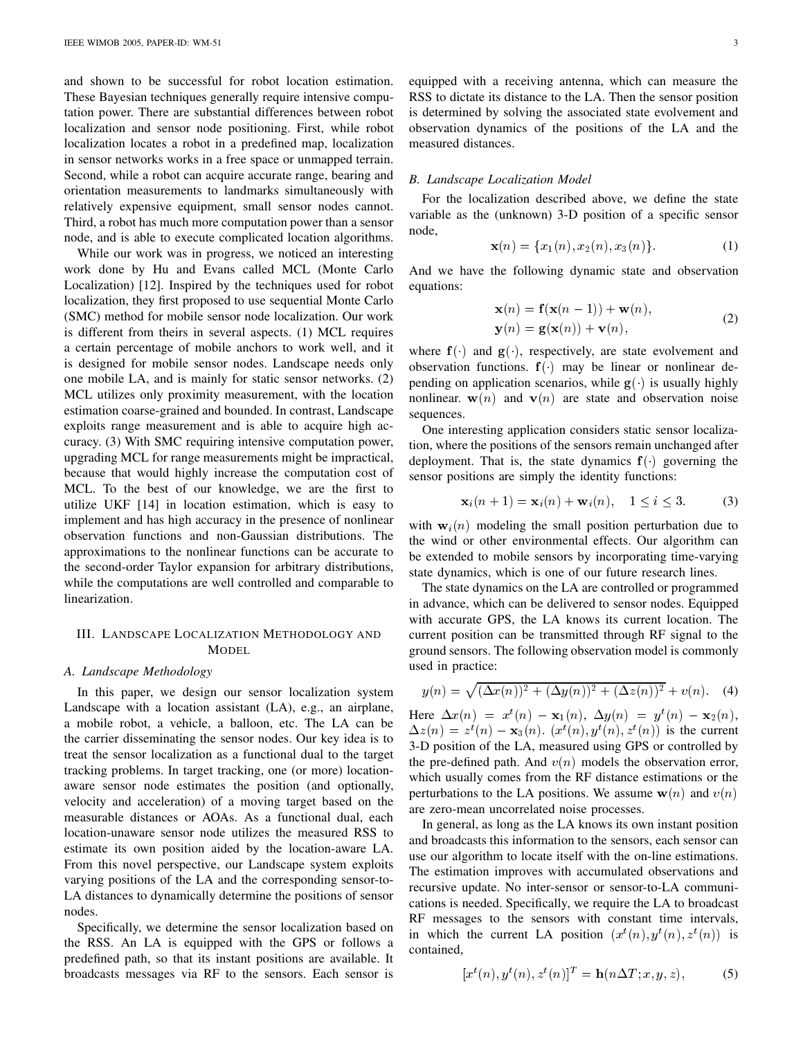and shown to be successful for robot location estimation. These Bayesian techniques generally require intensive computation power. There are substantial differences between robot localization and sensor node positioning. First, while robot localization locates a robot in a predefined map, localization in sensor networks works in a free space or unmapped terrain. Second, while a robot can acquire accurate range, bearing and orientation measurements to landmarks simultaneously with relatively expensive equipment, small sensor nodes cannot. Third, a robot has much more computation power than a sensor node, and is able to execute complicated location algorithms.

While our work was in progress, we noticed an interesting work done by Hu and Evans called MCL (Monte Carlo Localization) [12]. Inspired by the techniques used for robot localization, they first proposed to use sequential Monte Carlo (SMC) method for mobile sensor node localization. Our work is different from theirs in several aspects. (1) MCL requires a certain percentage of mobile anchors to work well, and it is designed for mobile sensor nodes. Landscape needs only one mobile LA, and is mainly for static sensor networks. (2) MCL utilizes only proximity measurement, with the location estimation coarse-grained and bounded. In contrast, Landscape exploits range measurement and is able to acquire high accuracy. (3) With SMC requiring intensive computation power, upgrading MCL for range measurements might be impractical, because that would highly increase the computation cost of MCL. To the best of our knowledge, we are the first to utilize UKF [14] in location estimation, which is easy to implement and has high accuracy in the presence of nonlinear observation functions and non-Gaussian distributions. The approximations to the nonlinear functions can be accurate to the second-order Taylor expansion for arbitrary distributions, while the computations are well controlled and comparable to linearization.

## III. Landscape Localization Methodology and Model

### A. Landscape Methodology

In this paper, we design our sensor localization system Landscape with a location assistant (LA), e.g., an airplane, a mobile robot, a vehicle, a balloon, etc. The LA can be the carrier disseminating the sensor nodes. Our key idea is to treat the sensor localization as a functional dual to the target tracking problems. In target tracking, one (or more) location-aware sensor node estimates the position (and optionally, velocity and acceleration) of a moving target based on the measurable distances or AOAs. As a functional dual, each location-unaware sensor node utilizes the measured RSS to estimate its own position aided by the location-aware LA. From this novel perspective, our Landscape system exploits varying positions of the LA and the corresponding sensor-to-LA distances to dynamically determine the positions of sensor nodes.

Specifically, we determine the sensor localization based on the RSS. An LA is equipped with the GPS or follows a predefined path, so that its instant positions are available. It broadcasts messages via RF to the sensors. Each sensor is equipped with a receiving antenna, which can measure the RSS to dictate its distance to the LA. Then the sensor position is determined by solving the associated state evolvement and observation dynamics of the positions of the LA and the measured distances.

### B. Landscape Localization Model

For the localization described above, we define the state variable as the (unknown) 3-D position of a specific sensor node,

$$\mathbf{x}(n) = \{x_1(n), x_2(n), x_3(n)\}. \tag{1}$$

And we have the following dynamic state and observation equations:

$$\begin{aligned} \mathbf{x}(n) &= \mathbf{f}(\mathbf{x}(n-1)) + \mathbf{w}(n), \\ \mathbf{y}(n) &= \mathbf{g}(\mathbf{x}(n)) + \mathbf{v}(n), \end{aligned} \tag{2}$$

where $\mathbf{f}(\cdot)$ and $\mathbf{g}(\cdot)$, respectively, are state evolvement and observation functions. $\mathbf{f}(\cdot)$ may be linear or nonlinear depending on application scenarios, while $\mathbf{g}(\cdot)$ is usually highly nonlinear. $\mathbf{w}(n)$ and $\mathbf{v}(n)$ are state and observation noise sequences.

One interesting application considers static sensor localization, where the positions of the sensors remain unchanged after deployment. That is, the state dynamics $\mathbf{f}(\cdot)$ governing the sensor positions are simply the identity functions:

$$\mathbf{x}_i(n+1) = \mathbf{x}_i(n) + \mathbf{w}_i(n), \quad 1 \le i \le 3. \tag{3}$$

with $\mathbf{w}_i(n)$ modeling the small position perturbation due to the wind or other environmental effects. Our algorithm can be extended to mobile sensors by incorporating time-varying state dynamics, which is one of our future research lines.

The state dynamics on the LA are controlled or programmed in advance, which can be delivered to sensor nodes. Equipped with accurate GPS, the LA knows its current location. The current position can be transmitted through RF signal to the ground sensors. The following observation model is commonly used in practice:

$$y(n) = \sqrt{(\Delta x(n))^2 + (\Delta y(n))^2 + (\Delta z(n))^2} + v(n). \tag{4}$$

Here $\Delta x(n) = x^t(n) - \mathbf{x}_1(n)$, $\Delta y(n) = y^t(n) - \mathbf{x}_2(n)$, $\Delta z(n) = z^t(n) - \mathbf{x}_3(n)$. $(x^t(n), y^t(n), z^t(n))$ is the current 3-D position of the LA, measured using GPS or controlled by the pre-defined path. And $v(n)$ models the observation error, which usually comes from the RF distance estimations or the perturbations to the LA positions. We assume $\mathbf{w}(n)$ and $v(n)$ are zero-mean uncorrelated noise processes.

In general, as long as the LA knows its own instant position and broadcasts this information to the sensors, each sensor can use our algorithm to locate itself with the on-line estimations. The estimation improves with accumulated observations and recursive update. No inter-sensor or sensor-to-LA communications is needed. Specifically, we require the LA to broadcast RF messages to the sensors with constant time intervals, in which the current LA position $(x^t(n), y^t(n), z^t(n))$ is contained,

$$[x^t(n), y^t(n), z^t(n)]^T = \mathbf{h}(n\Delta T; x, y, z), \tag{5}$$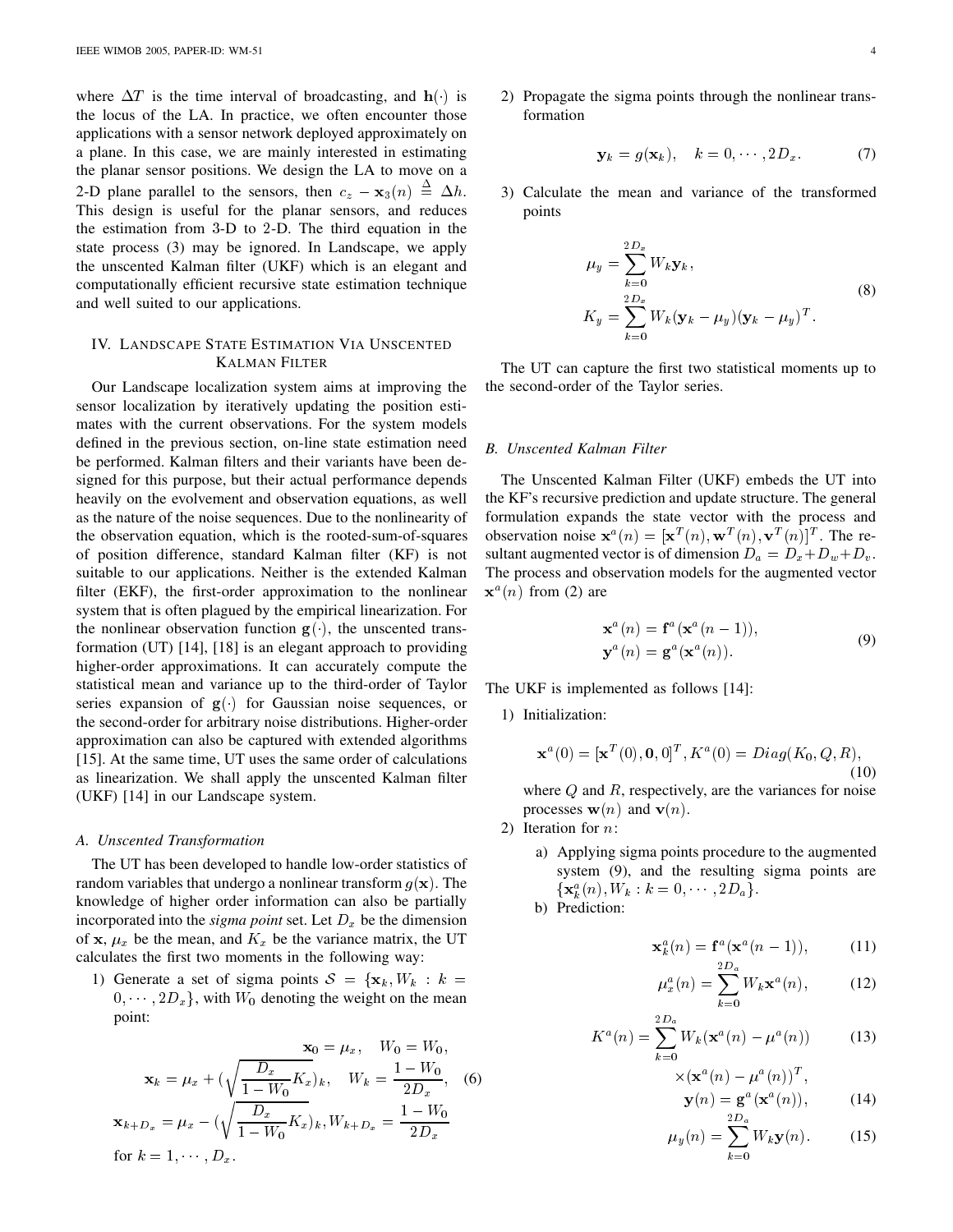where $\Delta T$ is the time interval of broadcasting, and $\mathbf{h}(\cdot)$ is the locus of the LA. In practice, we often encounter those applications with a sensor network deployed approximately on a plane. In this case, we are mainly interested in estimating the planar sensor positions. We design the LA to move on a 2-D plane parallel to the sensors, then $c_z - \mathbf{x}_3(n) \stackrel{\Delta}{=} \Delta h$. This design is useful for the planar sensors, and reduces the estimation from 3-D to 2-D. The third equation in the state process (3) may be ignored. In Landscape, we apply the unscented Kalman filter (UKF) which is an elegant and computationally efficient recursive state estimation technique and well suited to our applications.

## IV. Landscape State Estimation Via Unscented Kalman Filter

Our Landscape localization system aims at improving the sensor localization by iteratively updating the position estimates with the current observations. For the system models defined in the previous section, on-line state estimation need be performed. Kalman filters and their variants have been designed for this purpose, but their actual performance depends heavily on the evolvement and observation equations, as well as the nature of the noise sequences. Due to the nonlinearity of the observation equation, which is the rooted-sum-of-squares of position difference, standard Kalman filter (KF) is not suitable to our applications. Neither is the extended Kalman filter (EKF), the first-order approximation to the nonlinear system that is often plagued by the empirical linearization. For the nonlinear observation function $\mathbf{g}(\cdot)$, the unscented transformation (UT) [14], [18] is an elegant approach to providing higher-order approximations. It can accurately compute the statistical mean and variance up to the third-order of Taylor series expansion of $\mathbf{g}(\cdot)$ for Gaussian noise sequences, or the second-order for arbitrary noise distributions. Higher-order approximation can also be captured with extended algorithms [15]. At the same time, UT uses the same order of calculations as linearization. We shall apply the unscented Kalman filter (UKF) [14] in our Landscape system.

### A. Unscented Transformation

The UT has been developed to handle low-order statistics of random variables that undergo a nonlinear transform $g(\mathbf{x})$. The knowledge of higher order information can also be partially incorporated into the *sigma point* set. Let $D_x$ be the dimension of $\mathbf{x}$, $\mu_x$ be the mean, and $K_x$ be the variance matrix, the UT calculates the first two moments in the following way:

1) Generate a set of sigma points $\mathcal{S} = \{\mathbf{x}_k, W_k : k = 0, \cdots, 2D_x\}$, with $W_0$ denoting the weight on the mean point:

$$
\begin{aligned}
\mathbf{x}_0 &= \mu_x, \quad W_0 = W_0, \\
\mathbf{x}_k &= \mu_x + \Big(\sqrt{\frac{D_x}{1-W_0}K_x}\Big)_k, \quad W_k = \frac{1-W_0}{2D_x}, \\
\mathbf{x}_{k+D_x} &= \mu_x - \Big(\sqrt{\frac{D_x}{1-W_0}K_x}\Big)_k, W_{k+D_x} = \frac{1-W_0}{2D_x}
\end{aligned} \tag{6}
$$

for $k = 1, \cdots, D_x$.

2) Propagate the sigma points through the nonlinear transformation

$$
\mathbf{y}_k = g(\mathbf{x}_k), \quad k = 0, \cdots, 2D_x. \tag{7}
$$

3) Calculate the mean and variance of the transformed points

$$
\begin{aligned}
\mu_y &= \sum_{k=0}^{2D_x} W_k \mathbf{y}_k, \\
K_y &= \sum_{k=0}^{2D_x} W_k (\mathbf{y}_k - \mu_y)(\mathbf{y}_k - \mu_y)^T.
\end{aligned} \tag{8}
$$

The UT can capture the first two statistical moments up to the second-order of the Taylor series.

### B. Unscented Kalman Filter

The Unscented Kalman Filter (UKF) embeds the UT into the KF's recursive prediction and update structure. The general formulation expands the state vector with the process and observation noise $\mathbf{x}^a(n) = [\mathbf{x}^T(n), \mathbf{w}^T(n), \mathbf{v}^T(n)]^T$. The resultant augmented vector is of dimension $D_a = D_x + D_w + D_v$. The process and observation models for the augmented vector $\mathbf{x}^a(n)$ from (2) are

$$
\begin{aligned}
\mathbf{x}^a(n) &= \mathbf{f}^a(\mathbf{x}^a(n-1)), \\
\mathbf{y}^a(n) &= \mathbf{g}^a(\mathbf{x}^a(n)).
\end{aligned} \tag{9}
$$

The UKF is implemented as follows [14]:

1) Initialization:

$$
\mathbf{x}^a(0) = [\mathbf{x}^T(0), \mathbf{0}, 0]^T, K^a(0) = Diag(K_0, Q, R), \tag{10}
$$

where $Q$ and $R$, respectively, are the variances for noise processes $\mathbf{w}(n)$ and $\mathbf{v}(n)$.

2) Iteration for $n$:

a) Applying sigma points procedure to the augmented system (9), and the resulting sigma points are $\{\mathbf{x}_k^a(n), W_k : k = 0, \cdots, 2D_a\}$.

b) Prediction:

$$
\mathbf{x}_k^a(n) = \mathbf{f}^a(\mathbf{x}^a(n-1)), \tag{11}
$$

$$
\mu_x^a(n) = \sum_{k=0}^{2D_a} W_k \mathbf{x}^a(n), \tag{12}
$$

$$
K^a(n) = \sum_{k=0}^{2D_a} W_k (\mathbf{x}^a(n) - \mu^a(n)) \times (\mathbf{x}^a(n) - \mu^a(n))^T, \tag{13}
$$

$$
\mathbf{y}(n) = \mathbf{g}^a(\mathbf{x}^a(n)), \tag{14}
$$

$$
\mu_y(n) = \sum_{k=0}^{2D_a} W_k \mathbf{y}(n). \tag{15}
$$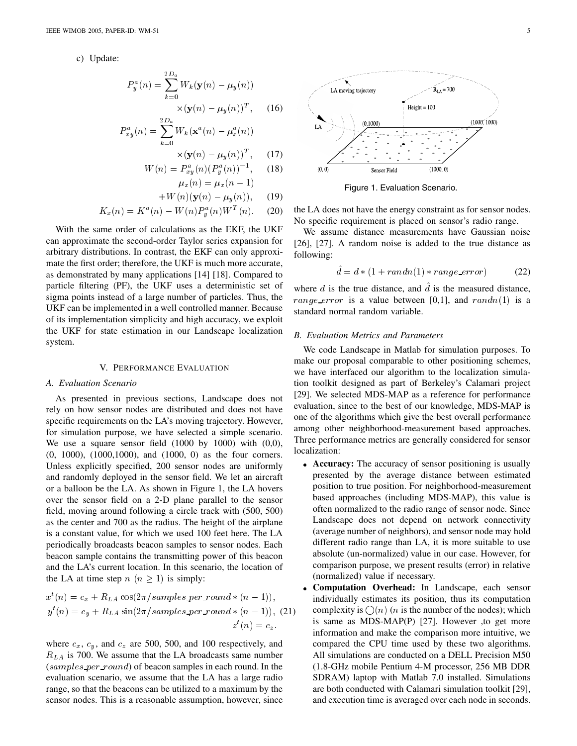c) Update:

$$P_y^a(n) = \sum_{k=0}^{2D_a} W_k(\mathbf{y}(n) - \mu_y(n)) \times (\mathbf{y}(n) - \mu_y(n))^T, \quad (16)$$

$$P_{xy}^a(n) = \sum_{k=0}^{2D_a} W_k(\mathbf{x}^a(n) - \mu_x^a(n)) \times (\mathbf{y}(n) - \mu_y(n))^T, \quad (17)$$

$$W(n) = P_{xy}^a(n)(P_y^a(n))^{-1}, \quad (18)$$

$$\mu_x(n) = \mu_x(n-1) + W(n)(\mathbf{y}(n) - \mu_y(n)), \quad (19)$$

$$K_x(n) = K^a(n) - W(n)P_y^a(n)W^T(n). \quad (20)$$

With the same order of calculations as the EKF, the UKF can approximate the second-order Taylor series expansion for arbitrary distributions. In contrast, the EKF can only approximate the first order; therefore, the UKF is much more accurate, as demonstrated by many applications [14] [18]. Compared to particle filtering (PF), the UKF uses a deterministic set of sigma points instead of a large number of particles. Thus, the UKF can be implemented in a well controlled manner. Because of its implementation simplicity and high accuracy, we exploit the UKF for state estimation in our Landscape localization system.

## V. Performance Evaluation

### A. Evaluation Scenario

As presented in previous sections, Landscape does not rely on how sensor nodes are distributed and does not have specific requirements on the LA's moving trajectory. However, for simulation purpose, we have selected a simple scenario. We use a square sensor field (1000 by 1000) with (0,0), (0, 1000), (1000,1000), and (1000, 0) as the four corners. Unless explicitly specified, 200 sensor nodes are uniformly and randomly deployed in the sensor field. We let an aircraft or a balloon be the LA. As shown in Figure 1, the LA hovers over the sensor field on a 2-D plane parallel to the sensor field, moving around following a circle track with (500, 500) as the center and 700 as the radius. The height of the airplane is a constant value, for which we used 100 feet here. The LA periodically broadcasts beacon samples to sensor nodes. Each beacon sample contains the transmitting power of this beacon and the LA's current location. In this scenario, the location of the LA at time step $n$ ($n \geq 1$) is simply:

$$x^t(n) = c_x + R_{LA}\cos(2\pi/samples\_per\_round * (n-1)),$$
$$y^t(n) = c_y + R_{LA}\sin(2\pi/samples\_per\_round * (n-1)), \quad (21)$$
$$z^t(n) = c_z.$$

where $c_x$, $c_y$, and $c_z$ are 500, 500, and 100 respectively, and $R_{LA}$ is 700. We assume that the LA broadcasts same number ($samples\_per\_round$) of beacon samples in each round. In the evaluation scenario, we assume that the LA has a large radio range, so that the beacons can be utilized to a maximum by the sensor nodes. This is a reasonable assumption, however, since the LA does not have the energy constraint as for sensor nodes. No specific requirement is placed on sensor's radio range.

Figure 1. Evaluation Scenario.

We assume distance measurements have Gaussian noise [26], [27]. A random noise is added to the true distance as following:

$$\hat{d} = d * (1 + randn(1) * range\_error) \quad (22)$$

where $d$ is the true distance, and $\hat{d}$ is the measured distance, $range\_error$ is a value between [0,1], and $randn(1)$ is a standard normal random variable.

### B. Evaluation Metrics and Parameters

We code Landscape in Matlab for simulation purposes. To make our proposal comparable to other positioning schemes, we have interfaced our algorithm to the localization simulation toolkit designed as part of Berkeley's Calamari project [29]. We selected MDS-MAP as a reference for performance evaluation, since to the best of our knowledge, MDS-MAP is one of the algorithms which give the best overall performance among other neighborhood-measurement based approaches. Three performance metrics are generally considered for sensor localization:

- **Accuracy:** The accuracy of sensor positioning is usually presented by the average distance between estimated position to true position. For neighborhood-measurement based approaches (including MDS-MAP), this value is often normalized to the radio range of sensor node. Since Landscape does not depend on network connectivity (average number of neighbors), and sensor node may hold different radio range than LA, it is more suitable to use absolute (un-normalized) value in our case. However, for comparison purpose, we present results (error) in relative (normalized) value if necessary.
- **Computation Overhead:** In Landscape, each sensor individually estimates its position, thus its computation complexity is $\bigcirc(n)$ ($n$ is the number of the nodes); which is same as MDS-MAP(P) [27]. However ,to get more information and make the comparison more intuitive, we compared the CPU time used by these two algorithms. All simulations are conducted on a DELL Precision M50 (1.8-GHz mobile Pentium 4-M processor, 256 MB DDR SDRAM) laptop with Matlab 7.0 installed. Simulations are both conducted with Calamari simulation toolkit [29], and execution time is averaged over each node in seconds.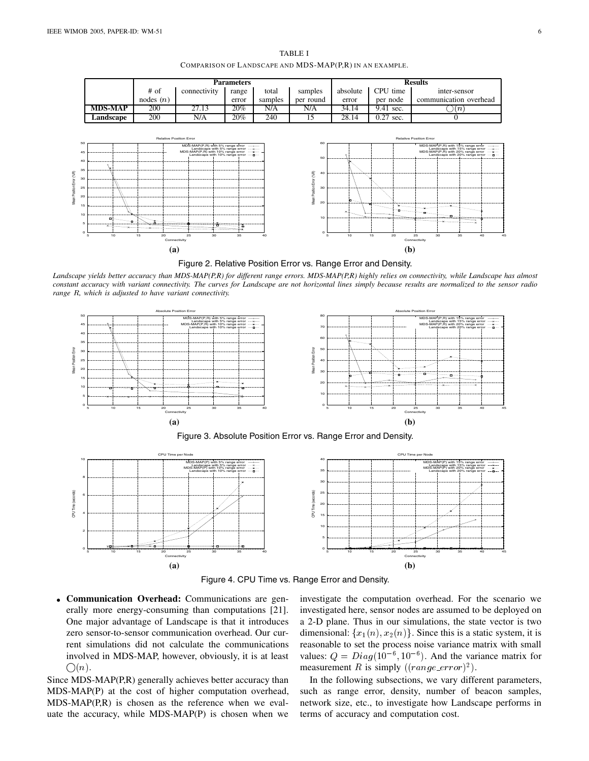TABLE I

COMPARISON OF LANDSCAPE AND MDS-MAP(P,R) IN AN EXAMPLE.

| | Parameters | | | | | Results | | |
|---|---|---|---|---|---|---|---|---|
| | # of nodes ($n$) | connectivity | range error | total samples | samples per round | absolute error | CPU time per node | inter-sensor communication overhead |
| **MDS-MAP** | 200 | 27.13 | 20% | N/A | N/A | 34.14 | 9.41 sec. | $\bigcirc(n)$ |
| **Landscape** | 200 | N/A | 20% | 240 | 15 | 28.14 | 0.27 sec. | 0 |

**(a)** **(b)**

Figure 2. Relative Position Error vs. Range Error and Density.

*Landscape yields better accuracy than MDS-MAP(P,R) for different range errors. MDS-MAP(P,R) highly relies on connectivity, while Landscape has almost constant accuracy with variant connectivity. The curves for Landscape are not horizontal lines simply because results are normalized to the sensor radio range R, which is adjusted to have variant connectivity.*

**(a)** **(b)**

Figure 3. Absolute Position Error vs. Range Error and Density.

**(a)** **(b)**

Figure 4. CPU Time vs. Range Error and Density.

- **Communication Overhead:** Communications are generally more energy-consuming than computations [21]. One major advantage of Landscape is that it introduces zero sensor-to-sensor communication overhead. Our current simulations did not calculate the communications involved in MDS-MAP, however, obviously, it is at least $\bigcirc(n)$.

Since MDS-MAP(P,R) generally achieves better accuracy than MDS-MAP(P) at the cost of higher computation overhead, MDS-MAP(P,R) is chosen as the reference when we evaluate the accuracy, while MDS-MAP(P) is chosen when we investigate the computation overhead. For the scenario we investigated here, sensor nodes are assumed to be deployed on a 2-D plane. Thus in our simulations, the state vector is two dimensional: $\{x_1(n), x_2(n)\}$. Since this is a static system, it is reasonable to set the process noise variance matrix with small values: $Q = Diag(10^{-6}, 10^{-6})$. And the variance matrix for measurement $R$ is simply $((range\_error)^2)$.

In the following subsections, we vary different parameters, such as range error, density, number of beacon samples, network size, etc., to investigate how Landscape performs in terms of accuracy and computation cost.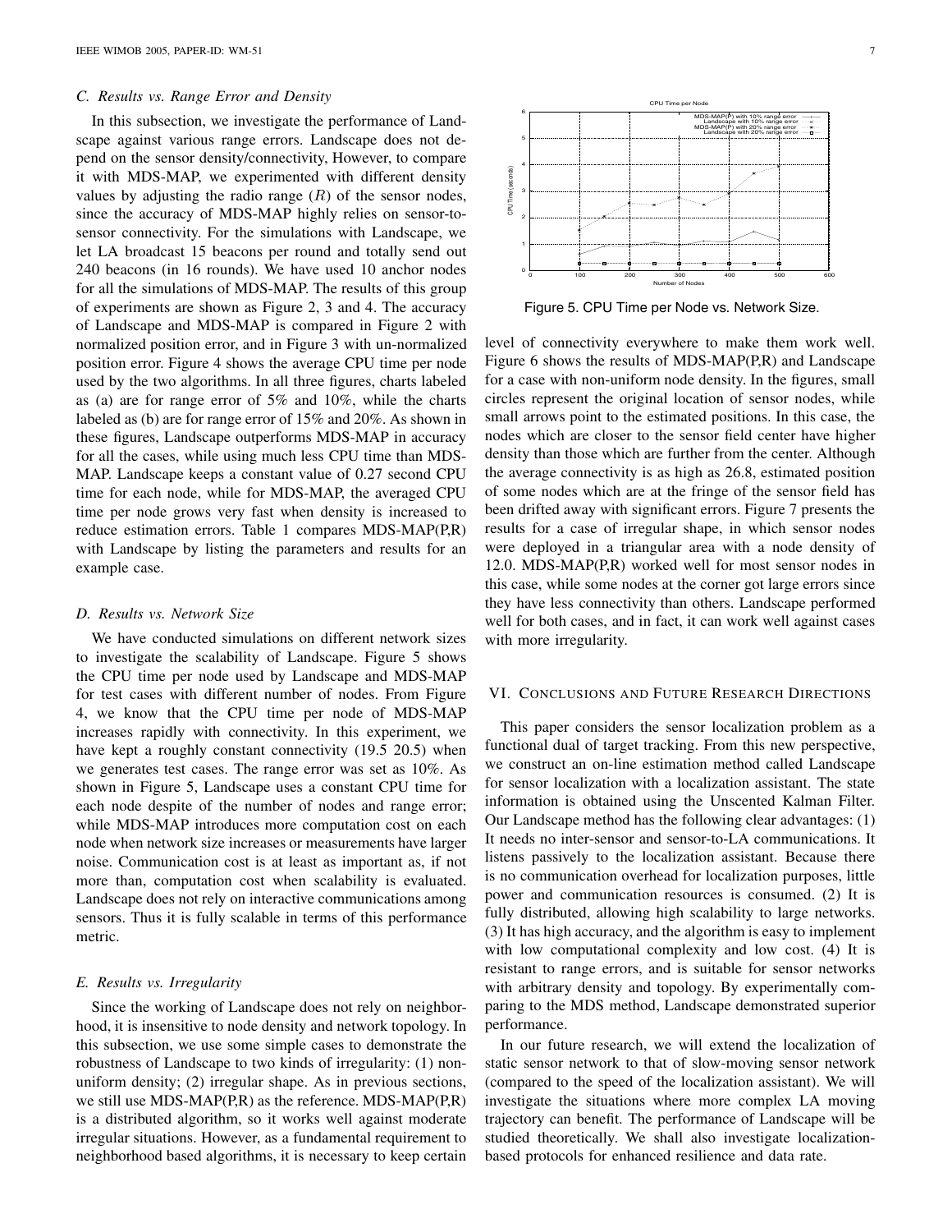### C. Results vs. Range Error and Density

In this subsection, we investigate the performance of Landscape against various range errors. Landscape does not depend on the sensor density/connectivity, However, to compare it with MDS-MAP, we experimented with different density values by adjusting the radio range ($R$) of the sensor nodes, since the accuracy of MDS-MAP highly relies on sensor-to-sensor connectivity. For the simulations with Landscape, we let LA broadcast 15 beacons per round and totally send out 240 beacons (in 16 rounds). We have used 10 anchor nodes for all the simulations of MDS-MAP. The results of this group of experiments are shown as Figure 2, 3 and 4. The accuracy of Landscape and MDS-MAP is compared in Figure 2 with normalized position error, and in Figure 3 with un-normalized position error. Figure 4 shows the average CPU time per node used by the two algorithms. In all three figures, charts labeled as (a) are for range error of 5% and 10%, while the charts labeled as (b) are for range error of 15% and 20%. As shown in these figures, Landscape outperforms MDS-MAP in accuracy for all the cases, while using much less CPU time than MDS-MAP. Landscape keeps a constant value of 0.27 second CPU time for each node, while for MDS-MAP, the averaged CPU time per node grows very fast when density is increased to reduce estimation errors. Table 1 compares MDS-MAP(P,R) with Landscape by listing the parameters and results for an example case.

### D. Results vs. Network Size

We have conducted simulations on different network sizes to investigate the scalability of Landscape. Figure 5 shows the CPU time per node used by Landscape and MDS-MAP for test cases with different number of nodes. From Figure 4, we know that the CPU time per node of MDS-MAP increases rapidly with connectivity. In this experiment, we have kept a roughly constant connectivity (19.5 20.5) when we generates test cases. The range error was set as 10%. As shown in Figure 5, Landscape uses a constant CPU time for each node despite of the number of nodes and range error; while MDS-MAP introduces more computation cost on each node when network size increases or measurements have larger noise. Communication cost is at least as important as, if not more than, computation cost when scalability is evaluated. Landscape does not rely on interactive communications among sensors. Thus it is fully scalable in terms of this performance metric.

### E. Results vs. Irregularity

Since the working of Landscape does not rely on neighborhood, it is insensitive to node density and network topology. In this subsection, we use some simple cases to demonstrate the robustness of Landscape to two kinds of irregularity: (1) non-uniform density; (2) irregular shape. As in previous sections, we still use MDS-MAP(P,R) as the reference. MDS-MAP(P,R) is a distributed algorithm, so it works well against moderate irregular situations. However, as a fundamental requirement to neighborhood based algorithms, it is necessary to keep certain level of connectivity everywhere to make them work well. Figure 6 shows the results of MDS-MAP(P,R) and Landscape for a case with non-uniform node density. In the figures, small circles represent the original location of sensor nodes, while small arrows point to the estimated positions. In this case, the nodes which are closer to the sensor field center have higher density than those which are further from the center. Although the average connectivity is as high as 26.8, estimated position of some nodes which are at the fringe of the sensor field has been drifted away with significant errors. Figure 7 presents the results for a case of irregular shape, in which sensor nodes were deployed in a triangular area with a node density of 12.0. MDS-MAP(P,R) worked well for most sensor nodes in this case, while some nodes at the corner got large errors since they have less connectivity than others. Landscape performed well for both cases, and in fact, it can work well against cases with more irregularity.

Figure 5. CPU Time per Node vs. Network Size.

## VI. Conclusions and Future Research Directions

This paper considers the sensor localization problem as a functional dual of target tracking. From this new perspective, we construct an on-line estimation method called Landscape for sensor localization with a localization assistant. The state information is obtained using the Unscented Kalman Filter. Our Landscape method has the following clear advantages: (1) It needs no inter-sensor and sensor-to-LA communications. It listens passively to the localization assistant. Because there is no communication overhead for localization purposes, little power and communication resources is consumed. (2) It is fully distributed, allowing high scalability to large networks. (3) It has high accuracy, and the algorithm is easy to implement with low computational complexity and low cost. (4) It is resistant to range errors, and is suitable for sensor networks with arbitrary density and topology. By experimentally comparing to the MDS method, Landscape demonstrated superior performance.

In our future research, we will extend the localization of static sensor network to that of slow-moving sensor network (compared to the speed of the localization assistant). We will investigate the situations where more complex LA moving trajectory can benefit. The performance of Landscape will be studied theoretically. We shall also investigate localization-based protocols for enhanced resilience and data rate.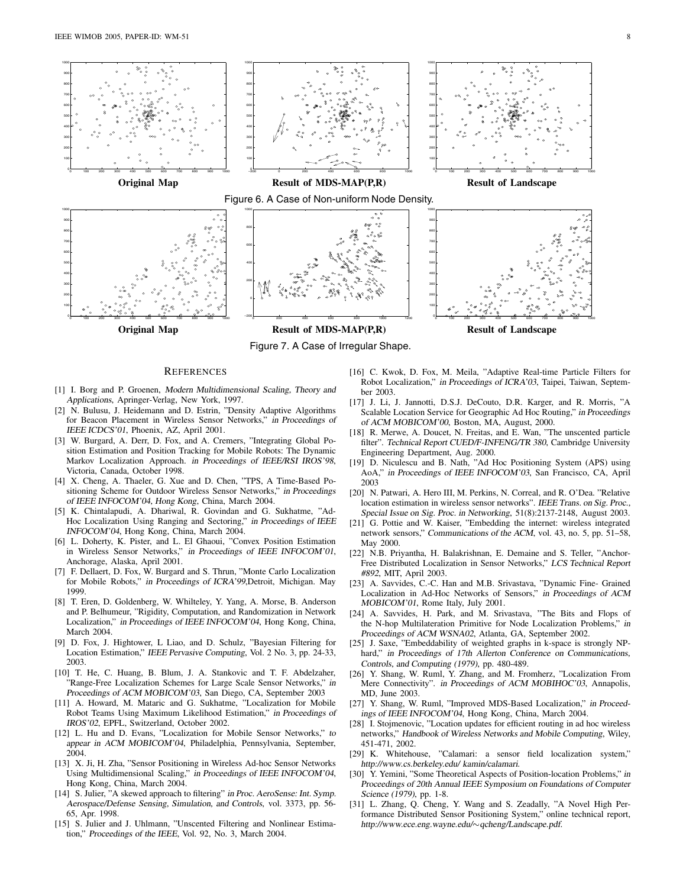Original Map

Result of MDS-MAP(P,R)

Result of Landscape

Figure 6. A Case of Non-uniform Node Density.

Original Map

Result of MDS-MAP(P,R)

Result of Landscape

Figure 7. A Case of Irregular Shape.

## REFERENCES

[1] I. Borg and P. Groenen, *Modern Multidimensional Scaling, Theory and Applications*, Apringer-Verlag, New York, 1997.

[2] N. Bulusu, J. Heidemann and D. Estrin, "Density Adaptive Algorithms for Beacon Placement in Wireless Sensor Networks," *in Proceedings of IEEE ICDCS'01*, Phoenix, AZ, April 2001.

[3] W. Burgard, A. Derr, D. Fox, and A. Cremers, "Integrating Global Position Estimation and Position Tracking for Mobile Robots: The Dynamic Markov Localization Approach. *in Proceedings of IEEE/RSI IROS'98*, Victoria, Canada, October 1998.

[4] X. Cheng, A. Thaeler, G. Xue and D. Chen, "TPS, A Time-Based Positioning Scheme for Outdoor Wireless Sensor Networks," *in Proceedings of IEEE INFOCOM'04, Hong Kong*, China, March 2004.

[5] K. Chintalapudi, A. Dhariwal, R. Govindan and G. Sukhatme, "Ad-Hoc Localization Using Ranging and Sectoring," *in Proceedings of IEEE INFOCOM'04*, Hong Kong, China, March 2004.

[6] L. Doherty, K. Pister, and L. El Ghaoui, "Convex Position Estimation in Wireless Sensor Networks," *in Proceedings of IEEE INFOCOM'01*, Anchorage, Alaska, April 2001.

[7] F. Dellaert, D. Fox, W. Burgard and S. Thrun, "Monte Carlo Localization for Mobile Robots," *in Proceedings of ICRA'99*,Detroit, Michigan. May 1999.

[8] T. Eren, D. Goldenberg, W. Whilteley, Y. Yang, A. Morse, B. Anderson and P. Belhumeur, "Rigidity, Computation, and Randomization in Network Localization," *in Proceedings of IEEE INFOCOM'04*, Hong Kong, China, March 2004.

[9] D. Fox, J. Hightower, L Liao, and D. Schulz, "Bayesian Filtering for Location Estimation," *IEEE Pervasive Computing*, Vol. 2 No. 3, pp. 24-33, 2003.

[10] T. He, C. Huang, B. Blum, J. A. Stankovic and T. F. Abdelzaher, "Range-Free Localization Schemes for Large Scale Sensor Networks," *in Proceedings of ACM MOBICOM'03*, San Diego, CA, September 2003

[11] A. Howard, M. Mataric and G. Sukhatme, "Localization for Mobile Robot Teams Using Maximum Likelihood Estimation," *in Proceedings of IROS'02*, EPFL, Switzerland, October 2002.

[12] L. Hu and D. Evans, "Localization for Mobile Sensor Networks," *to appear in ACM MOBICOM'04*, Philadelphia, Pennsylvania, September, 2004.

[13] X. Ji, H. Zha, "Sensor Positioning in Wireless Ad-hoc Sensor Networks Using Multidimensional Scaling," *in Proceedings of IEEE INFOCOM'04*, Hong Kong, China, March 2004.

[14] S. Julier, "A skewed approach to filtering" *in Proc. AeroSense: Int. Symp. Aerospace/Defense Sensing, Simulation, and Controls*, vol. 3373, pp. 56-65, Apr. 1998.

[15] S. Julier and J. Uhlmann, "Unscented Filtering and Nonlinear Estimation," *Proceedings of the IEEE*, Vol. 92, No. 3, March 2004.

[16] C. Kwok, D. Fox, M. Meila, "Adaptive Real-time Particle Filters for Robot Localization," *in Proceedings of ICRA'03*, Taipei, Taiwan, September 2003.

[17] J. Li, J. Jannotti, D.S.J. DeCouto, D.R. Karger, and R. Morris, "A Scalable Location Service for Geographic Ad Hoc Routing," *in Proceedings of ACM MOBICOM'00*, Boston, MA, August, 2000.

[18] R. Merwe, A. Doucet, N. Freitas, and E. Wan, "The unscented particle filter". *Technical Report CUED/F-INFENG/TR 380*, Cambridge University Engineering Department, Aug. 2000.

[19] D. Niculescu and B. Nath, "Ad Hoc Positioning System (APS) using AoA," *in Proceedings of IEEE INFOCOM'03*, San Francisco, CA, April 2003

[20] N. Patwari, A. Hero III, M. Perkins, N. Correal, and R. O'Dea. "Relative location estimation in wireless sensor networks". *IEEE Trans. on Sig. Proc., Special Issue on Sig. Proc. in Networking*, 51(8):2137-2148, August 2003.

[21] G. Pottie and W. Kaiser, "Embedding the internet: wireless integrated network sensors," *Communications of the ACM*, vol. 43, no. 5, pp. 51–58, May 2000.

[22] N.B. Priyantha, H. Balakrishnan, E. Demaine and S. Teller, "Anchor-Free Distributed Localization in Sensor Networks," *LCS Technical Report #892*, MIT, April 2003.

[23] A. Savvides, C.-C. Han and M.B. Srivastava, "Dynamic Fine- Grained Localization in Ad-Hoc Networks of Sensors," *in Proceedings of ACM MOBICOM'01*, Rome Italy, July 2001.

[24] A. Savvides, H. Park, and M. Srivastava, "The Bits and Flops of the N-hop Multilateration Primitive for Node Localization Problems," *in Proceedings of ACM WSNA02*, Atlanta, GA, September 2002.

[25] J. Saxe, "Embeddability of weighted graphs in k-space is strongly NP-hard," *in Proceedings of 17th Allerton Conference on Communications, Controls, and Computing (1979)*, pp. 480-489.

[26] Y. Shang, W. Ruml, Y. Zhang, and M. Fromherz, "Localization From Mere Connectivity". *in Proceedings of ACM MOBIHOC'03*, Annapolis, MD, June 2003.

[27] Y. Shang, W. Ruml, "Improved MDS-Based Localization," *in Proceedings of IEEE INFOCOM'04*, Hong Kong, China, March 2004.

[28] I. Stojmenovic, "Location updates for efficient routing in ad hoc wireless networks," *Handbook of Wireless Networks and Mobile Computing*, Wiley, 451-471, 2002.

[29] K. Whitehouse, "Calamari: a sensor field localization system," *http://www.cs.berkeley.edu/ kamin/calamari.*

[30] Y. Yemini, "Some Theoretical Aspects of Position-location Problems," *in Proceedings of 20th Annual IEEE Symposium on Foundations of Computer Science (1979)*, pp. 1-8.

[31] L. Zhang, Q. Cheng, Y. Wang and S. Zeadally, "A Novel High Performance Distributed Sensor Positioning System," online technical report, *http://www.ece.eng.wayne.edu/∼qcheng/Landscape.pdf.*